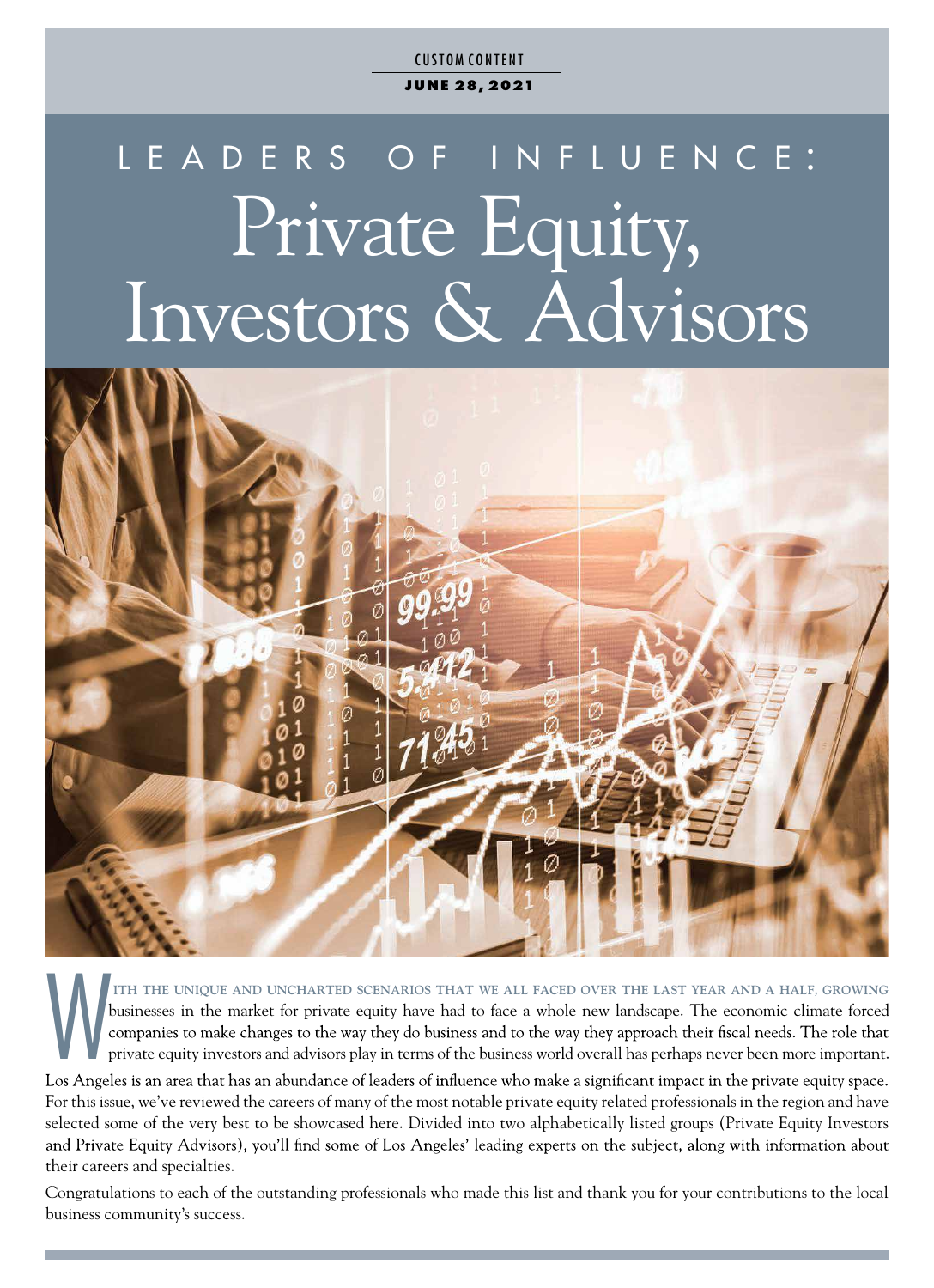CUSTOM CONTENT

JUNE 28, 2021

# LEADERS OF INFLUENCE: Private Equity, Investors & Advisors

With the unique and uncharted scenarios that we all faced over the last year and a half, growing businesses in the market for private equity have had to face a whole new landscape. The economic climate forced companies to make changes to the way they do business and to the way they approach their fiscal needs. The role that private equity investors and advisors play in terms of the business world overall has perhaps never been more important.

Los Angeles is an area that has an abundance of leaders of influence who make a significant impact in the private equity space. For this issue, we've reviewed the careers of many of the most notable private equity related professionals in the region and have selected some of the very best to be showcased here. Divided into two alphabetically listed groups (Private Equity Investors and Private Equity Advisors), you'll find some of Los Angeles' leading experts on the subject, along with information about their careers and specialties.

Congratulations to each of the outstanding professionals who made this list and thank you for your contributions to the local business community's success.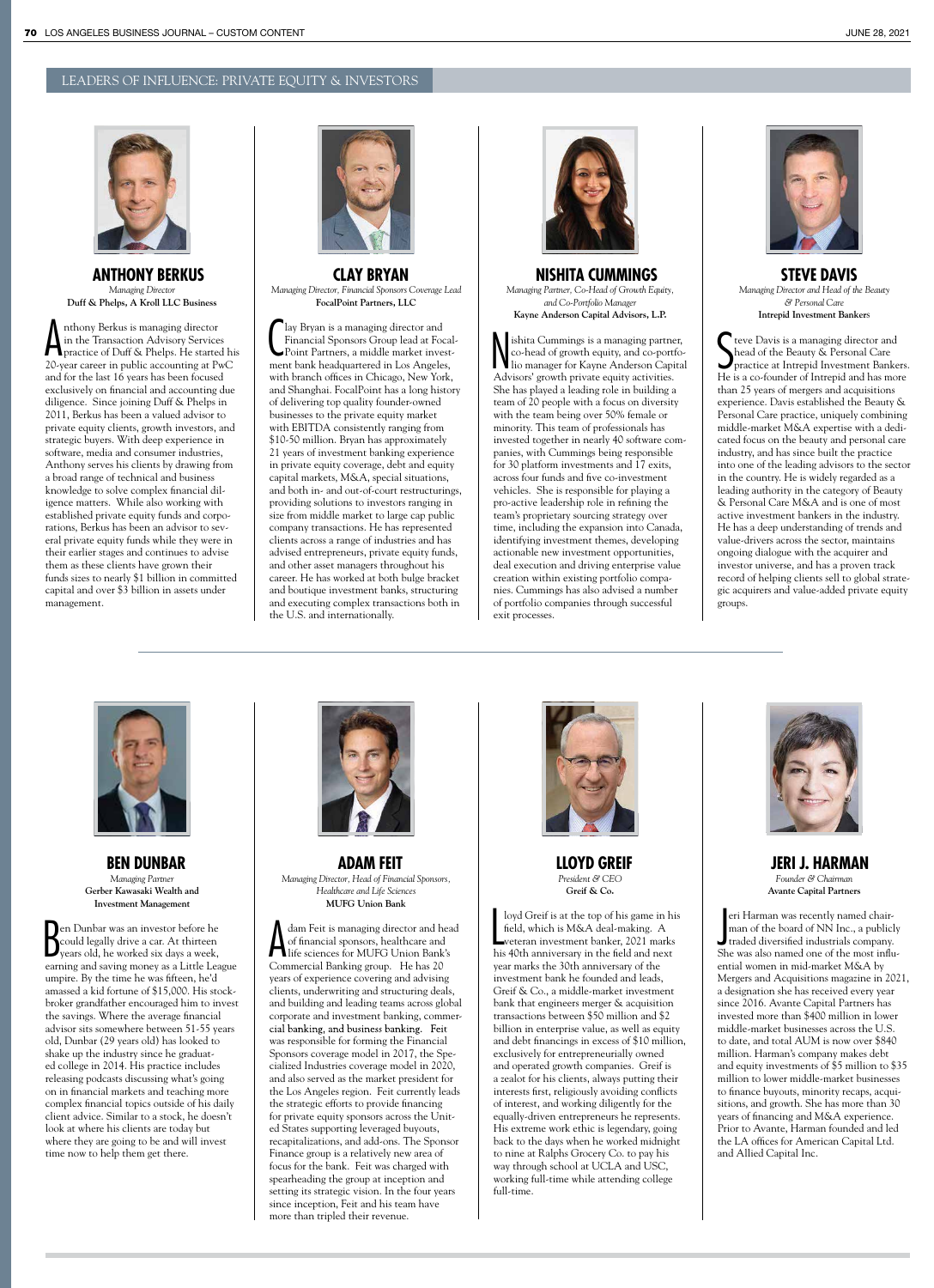## LEADERS OF INFLUENCE: PRIVATE EQUITY & INVESTORS

### ANTHONY BERKUS

*Managing Director*
**Duff & Phelps, A Kroll LLC Business**

Anthony Berkus is managing director in the Transaction Advisory Services practice of Duff & Phelps. He started his 20-year career in public accounting at PwC and for the last 16 years has been focused exclusively on financial and accounting due diligence. Since joining Duff & Phelps in 2011, Berkus has been a valued advisor to private equity clients, growth investors, and strategic buyers. With deep experience in software, media and consumer industries, Anthony serves his clients by drawing from a broad range of technical and business knowledge to solve complex financial diligence matters. While also working with established private equity funds and corporations, Berkus has been an advisor to several private equity funds while they were in their earlier stages and continues to advise them as these clients have grown their funds sizes to nearly $1 billion in committed capital and over $3 billion in assets under management.

### CLAY BRYAN

*Managing Director, Financial Sponsors Coverage Lead*
**FocalPoint Partners, LLC**

Clay Bryan is a managing director and Financial Sponsors Group lead at FocalPoint Partners, a middle market investment bank headquartered in Los Angeles, with branch offices in Chicago, New York, and Shanghai. FocalPoint has a long history of delivering top quality founder-owned businesses to the private equity market with EBITDA consistently ranging from $10-50 million. Bryan has approximately 21 years of investment banking experience in private equity coverage, debt and equity capital markets, M&A, special situations, and both in- and out-of-court restructurings, providing solutions to investors ranging in size from middle market to large cap public company transactions. He has represented clients across a range of industries and has advised entrepreneurs, private equity funds, and other asset managers throughout his career. He has worked at both bulge bracket and boutique investment banks, structuring and executing complex transactions both in the U.S. and internationally.

### NISHITA CUMMINGS

*Managing Partner, Co-Head of Growth Equity, and Co-Portfolio Manager*
**Kayne Anderson Capital Advisors, L.P.**

Nishita Cummings is a managing partner, co-head of growth equity, and co-portfolio manager for Kayne Anderson Capital Advisors' growth private equity activities. She has played a leading role in building a team of 20 people with a focus on diversity with the team being over 50% female or minority. This team of professionals has invested together in nearly 40 software companies, with Cummings being responsible for 30 platform investments and 17 exits, across four funds and five co-investment vehicles. She is responsible for playing a pro-active leadership role in refining the team's proprietary sourcing strategy over time, including the expansion into Canada, identifying investment themes, developing actionable new investment opportunities, deal execution and driving enterprise value creation within existing portfolio companies. Cummings has also advised a number of portfolio companies through successful exit processes.

### STEVE DAVIS

*Managing Director and Head of the Beauty & Personal Care*
**Intrepid Investment Bankers**

Steve Davis is a managing director and head of the Beauty & Personal Care practice at Intrepid Investment Bankers. He is a co-founder of Intrepid and has more than 25 years of mergers and acquisitions experience. Davis established the Beauty & Personal Care practice, uniquely combining middle-market M&A expertise with a dedicated focus on the beauty and personal care industry, and has since built the practice into one of the leading advisors to the sector in the country. He is widely regarded as a leading authority in the category of Beauty & Personal Care M&A and is one of most active investment bankers in the industry. He has a deep understanding of trends and value-drivers across the sector, maintains ongoing dialogue with the acquirer and investor universe, and has a proven track record of helping clients sell to global strategic acquirers and value-added private equity groups.

### BEN DUNBAR

*Managing Partner*
**Gerber Kawasaki Wealth and Investment Management**

Ben Dunbar was an investor before he could legally drive a car. At thirteen years old, he worked six days a week, earning and saving money as a Little League umpire. By the time he was fifteen, he'd amassed a kid fortune of $15,000. His stockbroker grandfather encouraged him to invest the savings. Where the average financial advisor sits somewhere between 51-55 years old, Dunbar (29 years old) has looked to shake up the industry since he graduated college in 2014. His practice includes releasing podcasts discussing what's going on in financial markets and teaching more complex financial topics outside of his daily client advice. Similar to a stock, he doesn't look at where his clients are today but where they are going to be and will invest time now to help them get there.

### ADAM FEIT

*Managing Director, Head of Financial Sponsors, Healthcare and Life Sciences*
**MUFG Union Bank**

Adam Feit is managing director and head of financial sponsors, healthcare and life sciences for MUFG Union Bank's Commercial Banking group. He has 20 years of experience covering and advising clients, underwriting and structuring deals, and building and leading teams across global corporate and investment banking, commercial banking, and business banking. Feit was responsible for forming the Financial Sponsors coverage model in 2017, the Specialized Industries coverage model in 2020, and also served as the market president for the Los Angeles region. Feit currently leads the strategic efforts to provide financing for private equity sponsors across the United States supporting leveraged buyouts, recapitalizations, and add-ons. The Sponsor Finance group is a relatively new area of focus for the bank. Feit was charged with spearheading the group at inception and setting its strategic vision. In the four years since inception, Feit and his team have more than tripled their revenue.

### LLOYD GREIF

*President & CEO*
**Greif & Co.**

Lloyd Greif is at the top of his game in his field, which is M&A deal-making. A veteran investment banker, 2021 marks his 40th anniversary in the field and next year marks the 30th anniversary of the investment bank he founded and leads, Greif & Co., a middle-market investment bank that engineers merger & acquisition transactions between $50 million and $2 billion in enterprise value, as well as equity and debt financings in excess of $10 million, exclusively for entrepreneurially owned and operated growth companies. Greif is a zealot for his clients, always putting their interests first, religiously avoiding conflicts of interest, and working diligently for the equally-driven entrepreneurs he represents. His extreme work ethic is legendary, going back to the days when he worked midnight to nine at Ralphs Grocery Co. to pay his way through school at UCLA and USC, working full-time while attending college full-time.

### JERI J. HARMAN

*Founder & Chairman*
**Avante Capital Partners**

Jeri Harman was recently named chairman of the board of NN Inc., a publicly traded diversified industrials company. She was also named one of the most influential women in mid-market M&A by Mergers and Acquisitions magazine in 2021, a designation she has received every year since 2016. Avante Capital Partners has invested more than $400 million in lower middle-market businesses across the U.S. to date, and total AUM is now over $840 million. Harman's company makes debt and equity investments of $5 million to $35 million to lower middle-market businesses to finance buyouts, minority recaps, acquisitions, and growth. She has more than 30 years of financing and M&A experience. Prior to Avante, Harman founded and led the LA offices for American Capital Ltd. and Allied Capital Inc.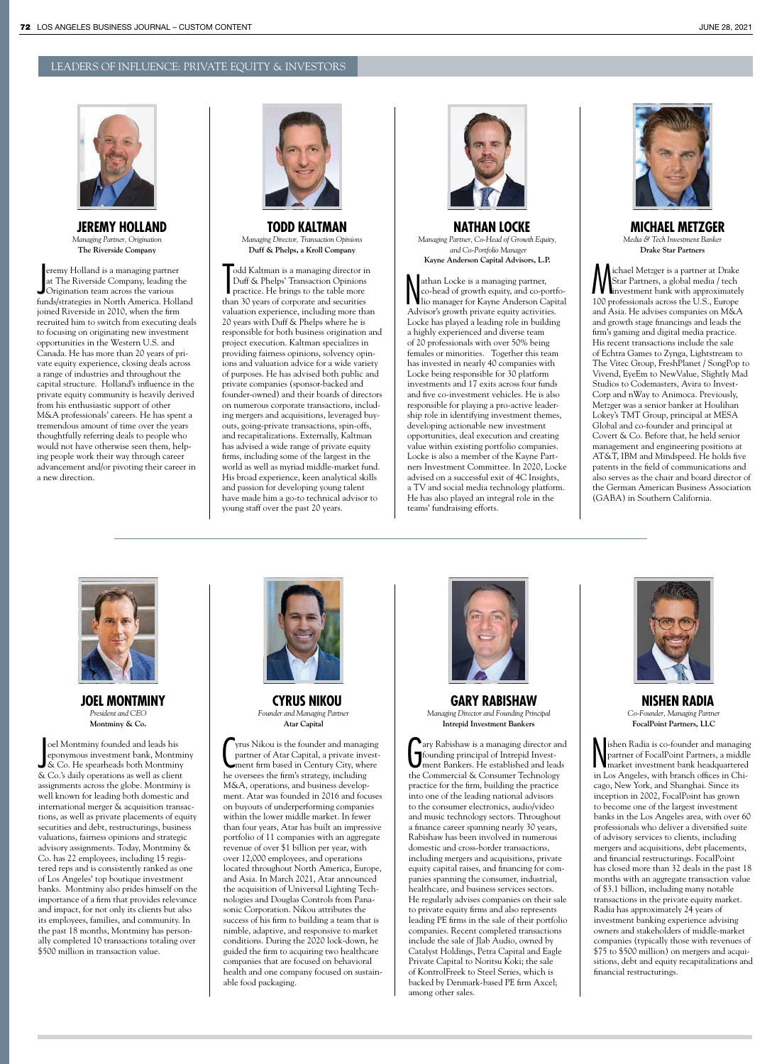## LEADERS OF INFLUENCE: PRIVATE EQUITY & INVESTORS

### JEREMY HOLLAND

*Managing Partner, Origination*
**The Riverside Company**

Jeremy Holland is a managing partner at The Riverside Company, leading the Origination team across the various funds/strategies in North America. Holland joined Riverside in 2010, when the firm recruited him to switch from executing deals to focusing on originating new investment opportunities in the Western U.S. and Canada. He has more than 20 years of private equity experience, closing deals across a range of industries and throughout the capital structure. Holland's influence in the private equity community is heavily derived from his enthusiastic support of other M&A professionals' careers. He has spent a tremendous amount of time over the years thoughtfully referring deals to people who would not have otherwise seen them, helping people work their way through career advancement and/or pivoting their career in a new direction.

### TODD KALTMAN

*Managing Director, Transaction Opinions*
**Duff & Phelps, a Kroll Company**

Todd Kaltman is a managing director in Duff & Phelps' Transaction Opinions practice. He brings to the table more than 30 years of corporate and securities valuation experience, including more than 20 years with Duff & Phelps where he is responsible for both business origination and project execution. Kaltman specializes in providing fairness opinions, solvency opinions and valuation advice for a wide variety of purposes. He has advised both public and private companies (sponsor-backed and founder-owned) and their boards of directors on numerous corporate transactions, including mergers and acquisitions, leveraged buyouts, going-private transactions, spin-offs, and recapitalizations. Externally, Kaltman has advised a wide range of private equity firms, including some of the largest in the world as well as myriad middle-market fund. His broad experience, keen analytical skills and passion for developing young talent have made him a go-to technical advisor to young staff over the past 20 years.

### NATHAN LOCKE

*Managing Partner, Co-Head of Growth Equity, and Co-Portfolio Manager*
**Kayne Anderson Capital Advisors, L.P.**

Nathan Locke is a managing partner, co-head of growth equity, and co-portfolio manager for Kayne Anderson Capital Advisor's growth private equity activities. Locke has played a leading role in building a highly experienced and diverse team of 20 professionals with over 50% being females or minorities. Together this team has invested in nearly 40 companies with Locke being responsible for 30 platform investments and 17 exits across four funds and five co-investment vehicles. He is also responsible for playing a pro-active leadership role in identifying investment themes, developing actionable new investment opportunities, deal execution and creating value within existing portfolio companies. Locke is also a member of the Kayne Partners Investment Committee. In 2020, Locke advised on a successful exit of 4C Insights, a TV and social media technology platform. He has also played an integral role in the teams' fundraising efforts.

### MICHAEL METZGER

*Media & Tech Investment Banker*
**Drake Star Partners**

Michael Metzger is a partner at Drake Star Partners, a global media / tech investment bank with approximately 100 professionals across the U.S., Europe and Asia. He advises companies on M&A and growth stage financings and leads the firm's gaming and digital media practice. His recent transactions include the sale of Echtra Games to Zynga, Lightstream to The Vitec Group, FreshPlanet / SongPop to Vivend, EyeEm to NewValue, Slightly Mad Studios to Codemasters, Avira to Invest-Corp and nWay to Animoca. Previously, Metzger was a senior banker at Houlihan Lokey's TMT Group, principal at MESA Global and co-founder and principal at Covert & Co. Before that, he held senior management and engineering positions at AT&T, IBM and Mindspeed. He holds five patents in the field of communications and also serves as the chair and board director of the German American Business Association (GABA) in Southern California.

### JOEL MONTMINY

*President and CEO*
**Montminy & Co.**

Joel Montminy founded and leads his eponymous investment bank, Montminy & Co. He spearheads both Montminy & Co.'s daily operations as well as client assignments across the globe. Montminy is well known for leading both domestic and international merger & acquisition transactions, as well as private placements of equity securities and debt, restructurings, business valuations, fairness opinions and strategic advisory assignments. Today, Montminy & Co. has 22 employees, including 15 registered reps and is consistently ranked as one of Los Angeles' top boutique investment banks. Montminy also prides himself on the importance of a firm that provides relevance and impact, for not only its clients but also its employees, families, and community. In the past 18 months, Montminy has personally completed 10 transactions totaling over $500 million in transaction value.

### CYRUS NIKOU

*Founder and Managing Partner*
**Atar Capital**

Cyrus Nikou is the founder and managing partner of Atar Capital, a private investment firm based in Century City, where he oversees the firm's strategy, including M&A, operations, and business development. Atar was founded in 2016 and focuses on buyouts of underperforming companies within the lower middle market. In fewer than four years, Atar has built an impressive portfolio of 11 companies with an aggregate revenue of over $1 billion per year, with over 12,000 employees, and operations located throughout North America, Europe, and Asia. In March 2021, Atar announced the acquisition of Universal Lighting Technologies and Douglas Controls from Panasonic Corporation. Nikou attributes the success of his firm to building a team that is nimble, adaptive, and responsive to market conditions. During the 2020 lock-down, he guided the firm to acquiring two healthcare companies that are focused on behavioral health and one company focused on sustainable food packaging.

### GARY RABISHAW

*Managing Director and Founding Principal*
**Intrepid Investment Bankers**

Gary Rabishaw is a managing director and founding principal of Intrepid Investment Bankers. He established and leads the Commercial & Consumer Technology practice for the firm, building the practice into one of the leading national advisors to the consumer electronics, audio/video and music technology sectors. Throughout a finance career spanning nearly 30 years, Rabishaw has been involved in numerous domestic and cross-border transactions, including mergers and acquisitions, private equity capital raises, and financing for companies spanning the consumer, industrial, healthcare, and business services sectors. He regularly advises companies on their sale to private equity firms and also represents leading PE firms in the sale of their portfolio companies. Recent completed transactions include the sale of Jlab Audio, owned by Catalyst Holdings, Petra Capital and Eagle Private Capital to Noritsu Koki; the sale of KontrolFreek to Steel Series, which is backed by Denmark-based PE firm Axcel; among other sales.

### NISHEN RADIA

*Co-Founder, Managing Partner*
**FocalPoint Partners, LLC**

Nishen Radia is co-founder and managing partner of FocalPoint Partners, a middle market investment bank headquartered in Los Angeles, with branch offices in Chicago, New York, and Shanghai. Since its inception in 2002, FocalPoint has grown to become one of the largest investment banks in the Los Angeles area, with over 60 professionals who deliver a diversified suite of advisory services to clients, including mergers and acquisitions, debt placements, and financial restructurings. FocalPoint has closed more than 32 deals in the past 18 months with an aggregate transaction value of $3.1 billion, including many notable transactions in the private equity market. Radia has approximately 24 years of investment banking experience advising owners and stakeholders of middle-market companies (typically those with revenues of $75 to $500 million) on mergers and acquisitions, debt and equity recapitalizations and financial restructurings.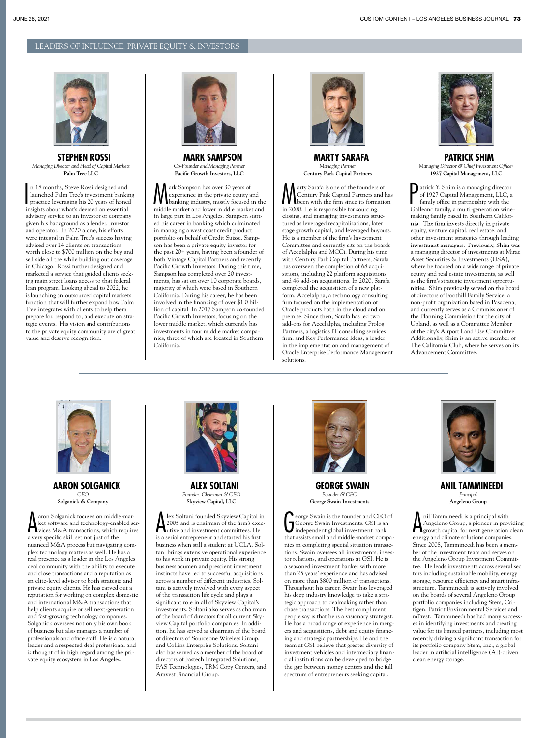LEADERS OF INFLUENCE: PRIVATE EQUITY & INVESTORS

## STEPHEN ROSSI

*Managing Director and Head of Capital Markets*
**Palm Tree LLC**

In 18 months, Steve Rossi designed and launched Palm Tree's investment banking practice leveraging his 20 years of honed insights about what's deemed an essential advisory service to an investor or company given his background as a lender, investor and operator. In 2020 alone, his efforts were integral in Palm Tree's success having advised over 24 clients on transactions worth close to $700 million on the buy and sell side all the while building out coverage in Chicago. Rossi further designed and marketed a service that guided clients seeking main street loans access to that federal loan program. Looking ahead to 2022, he is launching an outsourced capital markets function that will further expand how Palm Tree integrates with clients to help them prepare for, respond to, and execute on strategic events. His vision and contributions to the private equity community are of great value and deserve recognition.

## MARK SAMPSON

*Co-Founder and Managing Partner*
**Pacific Growth Investors, LLC**

Mark Sampson has over 30 years of experience in the private equity and banking industry, mostly focused in the middle market and lower middle market and in large part in Los Angeles. Sampson started his career in banking which culminated in managing a west coast credit product portfolio on behalf of Credit Suisse. Sampson has been a private equity investor for the past 20+ years, having been a founder of both Vintage Capital Partners and recently Pacific Growth Investors. During this time, Sampson has completed over 20 investments, has sat on over 10 corporate boards, majority of which were based in Southern California. During his career, he has been involved in the financing of over $1.0 billion of capital. In 2017 Sampson co-founded Pacific Growth Investors, focusing on the lower middle market, which currently has investments in four middle market companies, three of which are located in Southern California.

## MARTY SARAFA

*Managing Partner*
**Century Park Capital Partners**

Marty Sarafa is one of the founders of Century Park Capital Partners and has been with the firm since its formation in 2000. He is responsible for sourcing, closing, and managing investments structured as leveraged recapitalizations, later stage growth capital, and leveraged buyouts. He is a member of the firm's Investment Committee and currently sits on the boards of Accelalpha and MCCi. During his time with Century Park Capital Partners, Sarafa has overseen the completion of 68 acquisitions, including 22 platform acquisitions and 46 add-on acquisitions. In 2020, Sarafa completed the acquisition of a new platform, Accelalpha, a technology consulting firm focused on the implementation of Oracle products both in the cloud and on premise. Since then, Sarafa has led two add-ons for Accelalpha, including Prolog Partners, a logistics IT consulting services firm, and Key Performance Ideas, a leader in the implementation and management of Oracle Enterprise Performance Management solutions.

## PATRICK SHIM

*Managing Director & Chief Investment Officer*
**1927 Capital Management, LLC**

Patrick Y. Shim is a managing director of 1927 Capital Management, LLC, a family office in partnership with the Galleano family, a multi-generation winemaking family based in Southern California. The firm invests directly in private equity, venture capital, real estate, and other investment strategies through leading investment managers. Previously, Shim was a managing director of investments at Mirae Asset Securities & Investments (USA), where he focused on a wide range of private equity and real estate investments, as well as the firm's strategic investment opportunities. Shim previously served on the board of directors of Foothill Family Service, a non-profit organization based in Pasadena, and currently serves as a Commissioner of the Planning Commission for the city of Upland, as well as a Committee Member of the city's Airport Land Use Committee. Additionally, Shim is an active member of The California Club, where he serves on its Advancement Committee.

## AARON SOLGANICK

*CEO*
**Solganick & Company**

Aaron Solganick focuses on middle-market software and technology-enabled services M&A transactions, which requires a very specific skill set not just of the nuanced M&A process but navigating complex technology matters as well. He has a real presence as a leader in the Los Angeles deal community with the ability to execute and close transactions and a reputation as an elite-level advisor to both strategic and private equity clients. He has carved out a reputation for working on complex domestic and international M&A transactions that help clients acquire or sell next-generation and fast-growing technology companies. Solganick oversees not only his own book of business but also manages a number of professionals and office staff. He is a natural leader and a respected deal professional and is thought of in high regard among the private equity ecosystem in Los Angeles.

## ALEX SOLTANI

*Founder, Chairman & CEO*
**Skyview Capital, LLC**

Alex Soltani founded Skyview Capital in 2005 and is chairman of the firm's executive and investment committees. He is a serial entrepreneur and started his first business when still a student at UCLA. Soltani brings extensive operational experience to his work in private equity. His strong business acumen and prescient investment instincts have led to successful acquisitions across a number of different industries. Soltani is actively involved with every aspect of the transaction life cycle and plays a significant role in all of Skyview Capital's investments. Soltani also serves as chairman of the board of directors for all current Skyview Capital portfolio companies. In addition, he has served as chairman of the board of directors of Sourceone Wireless Group, and Collins Enterprise Solutions. Soltani also has served as a member of the board of directors of Fastech Integrated Solutions, PAS Technologies, TRM Copy Centers, and Amvest Financial Group.

## GEORGE SWAIN

*Founder & CEO*
**George Swain Investments**

George Swain is the founder and CEO of George Swain Investments. GSI is an independent global investment bank that assists small and middle-market companies in completing special situation transactions. Swain oversees all investments, investor relations, and operations at GSI. He is a seasoned investment banker with more than 25 years' experience and has advised on more than $800 million of transactions. Throughout his career, Swain has leveraged his deep industry knowledge to take a strategic approach to dealmaking rather than chase transactions. The best compliment people say is that he is a visionary strategist. He has a broad range of experience in mergers and acquisitions, debt and equity financing and strategic partnerships. He and the team at GSI believe that greater diversity of investment vehicles and intermediary financial institutions can be developed to bridge the gap between money centers and the full spectrum of entrepreneurs seeking capital.

## ANIL TAMMINEEDI

*Principal*
**Angeleno Group**

Anil Tammineedi is a principal with Angeleno Group, a pioneer in providing growth capital for next generation clean energy and climate solutions companies. Since 2008, Tammineedi has been a member of the investment team and serves on the Angeleno Group Investment Committee. He leads investments across several sectors including sustainable mobility, energy storage, resource efficiency and smart infrastructure. Tammineedi is actively involved on the boards of several Angeleno Group portfolio companies including Stem, Critigen, Patriot Environmental Services and mPrest. Tammineedi has had many successes in identifying investments and creating value for its limited partners, including most recently driving a significant transaction for its portfolio company Stem, Inc., a global leader in artificial intelligence (AI)-driven clean energy storage.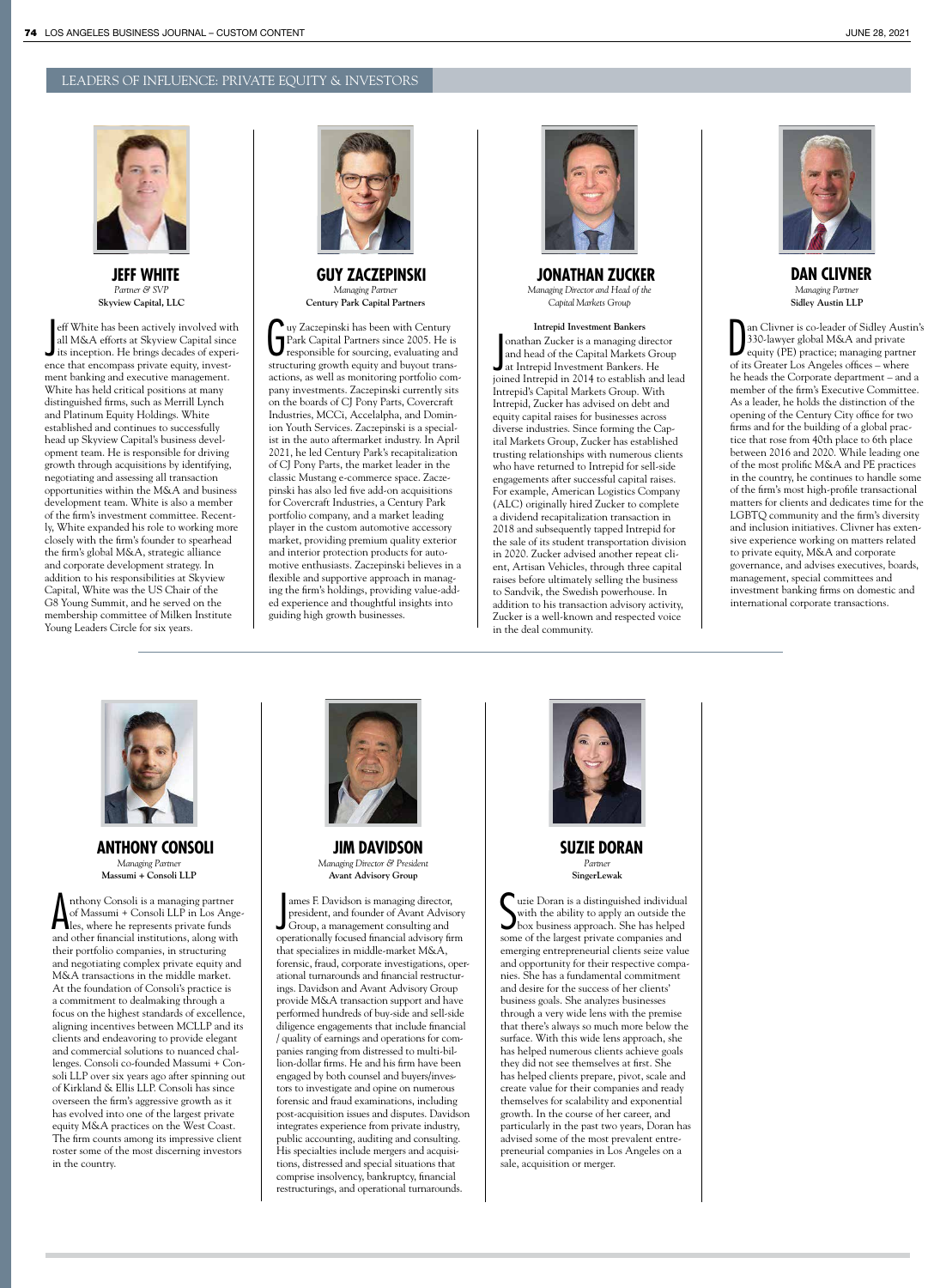LEADERS OF INFLUENCE: PRIVATE EQUITY & INVESTORS

## JEFF WHITE

*Partner & SVP*
**Skyview Capital, LLC**

Jeff White has been actively involved with all M&A efforts at Skyview Capital since its inception. He brings decades of experience that encompass private equity, investment banking and executive management. White has held critical positions at many distinguished firms, such as Merrill Lynch and Platinum Equity Holdings. White established and continues to successfully head up Skyview Capital's business development team. He is responsible for driving growth through acquisitions by identifying, negotiating and assessing all transaction opportunities within the M&A and business development team. White is also a member of the firm's investment committee. Recently, White expanded his role to working more closely with the firm's founder to spearhead the firm's global M&A, strategic alliance and corporate development strategy. In addition to his responsibilities at Skyview Capital, White was the US Chair of the G8 Young Summit, and he served on the membership committee of Milken Institute Young Leaders Circle for six years.

## GUY ZACZEPINSKI

*Managing Partner*
**Century Park Capital Partners**

Guy Zaczepinski has been with Century Park Capital Partners since 2005. He is responsible for sourcing, evaluating and structuring growth equity and buyout transactions, as well as monitoring portfolio company investments. Zaczepinski currently sits on the boards of CJ Pony Parts, Covercraft Industries, MCCi, Accelalpha, and Dominion Youth Services. Zaczepinski is a specialist in the auto aftermarket industry. In April 2021, he led Century Park's recapitalization of CJ Pony Parts, the market leader in the classic Mustang e-commerce space. Zaczepinski has also led five add-on acquisitions for Covercraft Industries, a Century Park portfolio company, and a market leading player in the custom automotive accessory market, providing premium quality exterior and interior protection products for automotive enthusiasts. Zaczepinski believes in a flexible and supportive approach in managing the firm's holdings, providing value-added experience and thoughtful insights into guiding high growth businesses.

## JONATHAN ZUCKER

*Managing Director and Head of the Capital Markets Group*
**Intrepid Investment Bankers**

Jonathan Zucker is a managing director and head of the Capital Markets Group at Intrepid Investment Bankers. He joined Intrepid in 2014 to establish and lead Intrepid's Capital Markets Group. With Intrepid, Zucker has advised on debt and equity capital raises for businesses across diverse industries. Since forming the Capital Markets Group, Zucker has established trusting relationships with numerous clients who have returned to Intrepid for sell-side engagements after successful capital raises. For example, American Logistics Company (ALC) originally hired Zucker to complete a dividend recapitalization transaction in 2018 and subsequently tapped Intrepid for the sale of its student transportation division in 2020. Zucker advised another repeat client, Artisan Vehicles, through three capital raises before ultimately selling the business to Sandvik, the Swedish powerhouse. In addition to his transaction advisory activity, Zucker is a well-known and respected voice in the deal community.

## DAN CLIVNER

*Managing Partner*
**Sidley Austin LLP**

Dan Clivner is co-leader of Sidley Austin's 330-lawyer global M&A and private equity (PE) practice; managing partner of its Greater Los Angeles offices – where he heads the Corporate department – and a member of the firm's Executive Committee. As a leader, he holds the distinction of the opening of the Century City office for two firms and for the building of a global practice that rose from 40th place to 6th place between 2016 and 2020. While leading one of the most prolific M&A and PE practices in the country, he continues to handle some of the firm's most high-profile transactional matters for clients and dedicates time for the LGBTQ community and the firm's diversity and inclusion initiatives. Clivner has extensive experience working on matters related to private equity, M&A and corporate governance, and advises executives, boards, management, special committees and investment banking firms on domestic and international corporate transactions.

## ANTHONY CONSOLI

*Managing Partner*
**Massumi + Consoli LLP**

Anthony Consoli is a managing partner of Massumi + Consoli LLP in Los Angeles, where he represents private funds and other financial institutions, along with their portfolio companies, in structuring and negotiating complex private equity and M&A transactions in the middle market. At the foundation of Consoli's practice is a commitment to dealmaking through a focus on the highest standards of excellence, aligning incentives between MCLLP and its clients and endeavoring to provide elegant and commercial solutions to nuanced challenges. Consoli co-founded Massumi + Consoli LLP over six years ago after spinning out of Kirkland & Ellis LLP. Consoli has since overseen the firm's aggressive growth as it has evolved into one of the largest private equity M&A practices on the West Coast. The firm counts among its impressive client roster some of the most discerning investors in the country.

## JIM DAVIDSON

*Managing Director & President*
**Avant Advisory Group**

James F. Davidson is managing director, president, and founder of Avant Advisory Group, a management consulting and operationally focused financial advisory firm that specializes in middle-market M&A, forensic, fraud, corporate investigations, operational turnarounds and financial restructurings. Davidson and Avant Advisory Group provide M&A transaction support and have performed hundreds of buy-side and sell-side diligence engagements that include financial / quality of earnings and operations for companies ranging from distressed to multi-billion-dollar firms. He and his firm have been engaged by both counsel and buyers/investors to investigate and opine on numerous forensic and fraud examinations, including post-acquisition issues and disputes. Davidson integrates experience from private industry, public accounting, auditing and consulting. His specialties include mergers and acquisitions, distressed and special situations that comprise insolvency, bankruptcy, financial restructurings, and operational turnarounds.

## SUZIE DORAN

*Partner*
**SingerLewak**

Suzie Doran is a distinguished individual with the ability to apply an outside the box business approach. She has helped some of the largest private companies and emerging entrepreneurial clients seize value and opportunity for their respective companies. She has a fundamental commitment and desire for the success of her clients' business goals. She analyzes businesses through a very wide lens with the premise that there's always so much more below the surface. With this wide lens approach, she has helped numerous clients achieve goals they did not see themselves at first. She has helped clients prepare, pivot, scale and create value for their companies and ready themselves for scalability and exponential growth. In the course of her career, and particularly in the past two years, Doran has advised some of the most prevalent entrepreneurial companies in Los Angeles on a sale, acquisition or merger.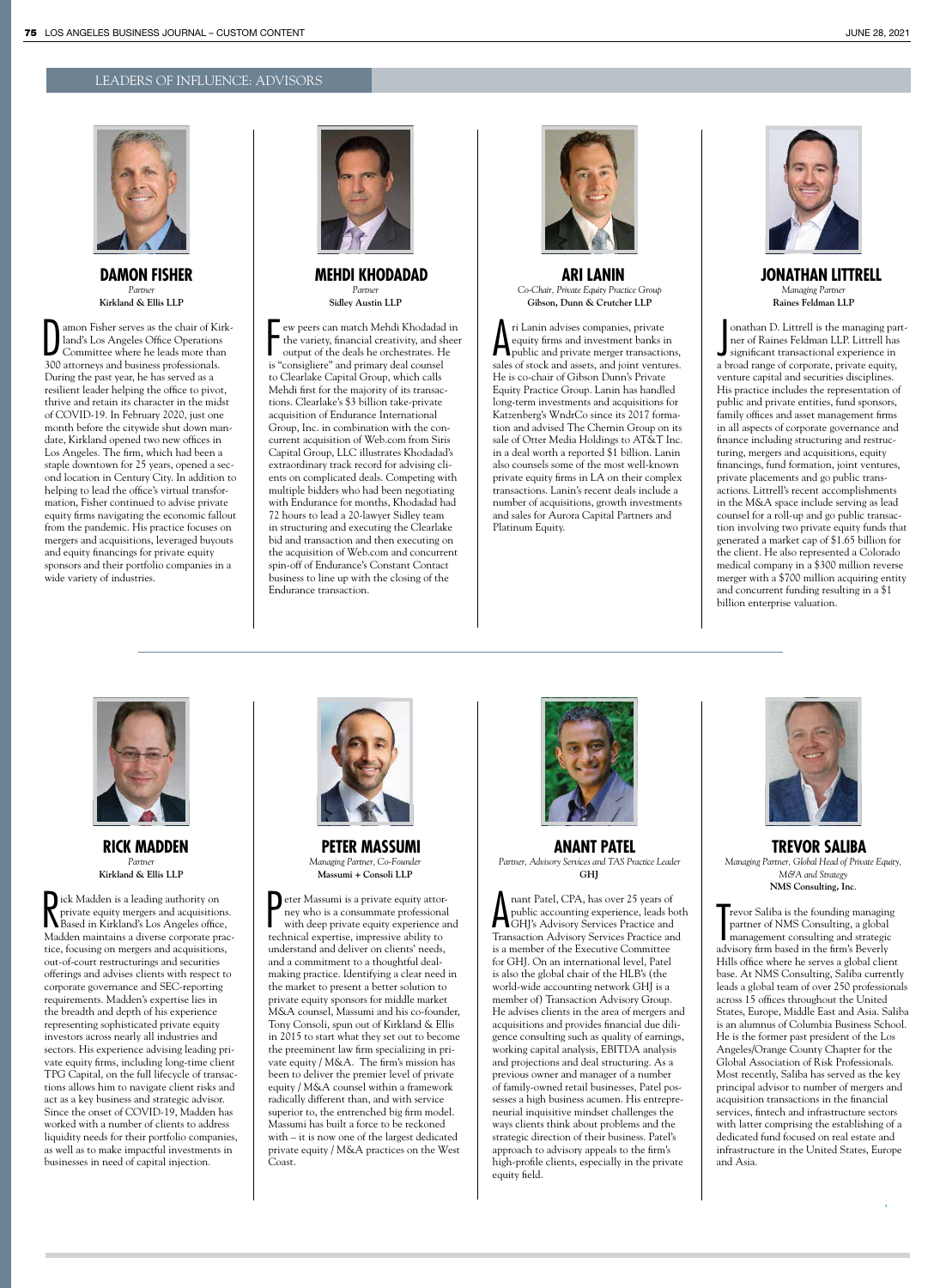## LEADERS OF INFLUENCE: ADVISORS

### DAMON FISHER

*Partner*

**Kirkland & Ellis LLP**

Damon Fisher serves as the chair of Kirkland's Los Angeles Office Operations Committee where he leads more than 300 attorneys and business professionals. During the past year, he has served as a resilient leader helping the office to pivot, thrive and retain its character in the midst of COVID-19. In February 2020, just one month before the citywide shut down mandate, Kirkland opened two new offices in Los Angeles. The firm, which had been a staple downtown for 25 years, opened a second location in Century City. In addition to helping to lead the office's virtual transformation, Fisher continued to advise private equity firms navigating the economic fallout from the pandemic. His practice focuses on mergers and acquisitions, leveraged buyouts and equity financings for private equity sponsors and their portfolio companies in a wide variety of industries.

### MEHDI KHODADAD

*Partner*

**Sidley Austin LLP**

Few peers can match Mehdi Khodadad in the variety, financial creativity, and sheer output of the deals he orchestrates. He is "consigliere" and primary deal counsel to Clearlake Capital Group, which calls Mehdi first for the majority of its transactions. Clearlake's $3 billion take-private acquisition of Endurance International Group, Inc. in combination with the concurrent acquisition of Web.com from Siris Capital Group, LLC illustrates Khodadad's extraordinary track record for advising clients on complicated deals. Competing with multiple bidders who had been negotiating with Endurance for months, Khodadad had 72 hours to lead a 20-lawyer Sidley team in structuring and executing the Clearlake bid and transaction and then executing on the acquisition of Web.com and concurrent spin-off of Endurance's Constant Contact business to line up with the closing of the Endurance transaction.

### ARI LANIN

*Co-Chair, Private Equity Practice Group*

**Gibson, Dunn & Crutcher LLP**

Ari Lanin advises companies, private equity firms and investment banks in public and private merger transactions, sales of stock and assets, and joint ventures. He is co-chair of Gibson Dunn's Private Equity Practice Group. Lanin has handled long-term investments and acquisitions for Katzenberg's WndrCo since its 2017 formation and advised The Chernin Group on its sale of Otter Media Holdings to AT&T Inc. in a deal worth a reported $1 billion. Lanin also counsels some of the most well-known private equity firms in LA on their complex transactions. Lanin's recent deals include a number of acquisitions, growth investments and sales for Aurora Capital Partners and Platinum Equity.

### JONATHAN LITTRELL

*Managing Partner*

**Raines Feldman LLP**

Jonathan D. Littrell is the managing partner of Raines Feldman LLP. Littrell has significant transactional experience in a broad range of corporate, private equity, venture capital and securities disciplines. His practice includes the representation of public and private entities, fund sponsors, family offices and asset management firms in all aspects of corporate governance and finance including structuring and restructuring, mergers and acquisitions, equity financings, fund formation, joint ventures, private placements and go public transactions. Littrell's recent accomplishments in the M&A space include serving as lead counsel for a roll-up and go public transaction involving two private equity funds that generated a market cap of $1.65 billion for the client. He also represented a Colorado medical company in a $300 million reverse merger with a $700 million acquiring entity and concurrent funding resulting in a $1 billion enterprise valuation.

### RICK MADDEN

*Partner*

**Kirkland & Ellis LLP**

Rick Madden is a leading authority on private equity mergers and acquisitions. Based in Kirkland's Los Angeles office, Madden maintains a diverse corporate practice, focusing on mergers and acquisitions, out-of-court restructurings and securities offerings and advises clients with respect to corporate governance and SEC-reporting requirements. Madden's expertise lies in the breadth and depth of his experience representing sophisticated private equity investors across nearly all industries and sectors. His experience advising leading private equity firms, including long-time client TPG Capital, on the full lifecycle of transactions allows him to navigate client risks and act as a key business and strategic advisor. Since the onset of COVID-19, Madden has worked with a number of clients to address liquidity needs for their portfolio companies, as well as to make impactful investments in businesses in need of capital injection.

### PETER MASSUMI

*Managing Partner, Co-Founder*

**Massumi + Consoli LLP**

Peter Massumi is a private equity attorney who is a consummate professional with deep private equity experience and technical expertise, impressive ability to understand and deliver on clients' needs, and a commitment to a thoughtful dealmaking practice. Identifying a clear need in the market to present a better solution to private equity sponsors for middle market M&A counsel, Massumi and his co-founder, Tony Consoli, spun out of Kirkland & Ellis in 2015 to start what they set out to become the preeminent law firm specializing in private equity / M&A. The firm's mission has been to deliver the premier level of private equity / M&A counsel within a framework radically different than, and with service superior to, the entrenched big firm model. Massumi has built a force to be reckoned with – it is now one of the largest dedicated private equity / M&A practices on the West Coast.

### ANANT PATEL

*Partner, Advisory Services and TAS Practice Leader*

**GHJ**

Anant Patel, CPA, has over 25 years of public accounting experience, leads both GHJ's Advisory Services Practice and Transaction Advisory Services Practice and is a member of the Executive Committee for GHJ. On an international level, Patel is also the global chair of the HLB's (the world-wide accounting network GHJ is a member of) Transaction Advisory Group. He advises clients in the area of mergers and acquisitions and provides financial due diligence consulting such as quality of earnings, working capital analysis, EBITDA analysis and projections and deal structuring. As a previous owner and manager of a number of family-owned retail businesses, Patel possesses a high business acumen. His entrepreneurial inquisitive mindset challenges the ways clients think about problems and the strategic direction of their business. Patel's approach to advisory appeals to the firm's high-profile clients, especially in the private equity field.

### TREVOR SALIBA

*Managing Partner, Global Head of Private Equity, M&A and Strategy*

**NMS Consulting, Inc.**

Trevor Saliba is the founding managing partner of NMS Consulting, a global management consulting and strategic advisory firm based in the firm's Beverly Hills office where he serves a global client base. At NMS Consulting, Saliba currently leads a global team of over 250 professionals across 15 offices throughout the United States, Europe, Middle East and Asia. Saliba is an alumnus of Columbia Business School. He is the former past president of the Los Angeles/Orange County Chapter for the Global Association of Risk Professionals. Most recently, Saliba has served as the key principal advisor to number of mergers and acquisition transactions in the financial services, fintech and infrastructure sectors with latter comprising the establishing of a dedicated fund focused on real estate and infrastructure in the United States, Europe and Asia.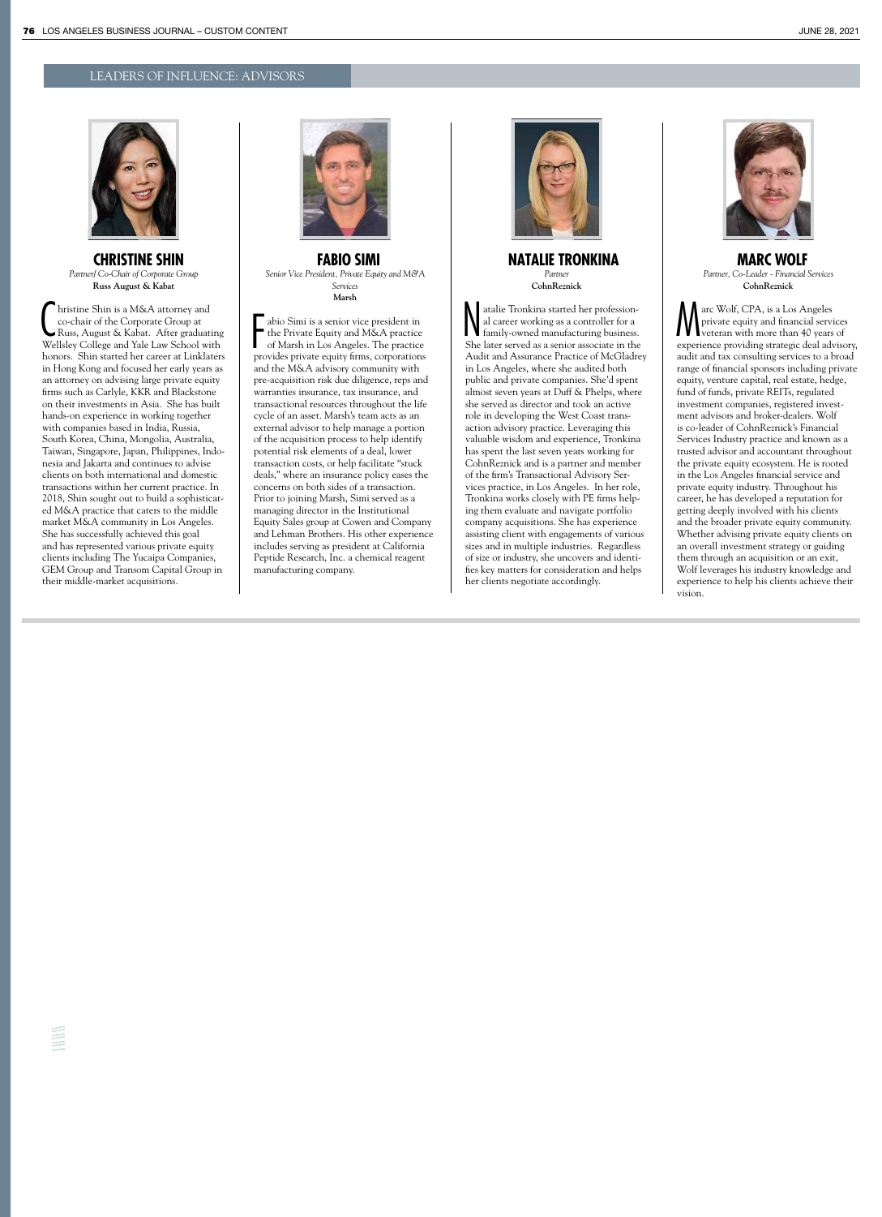LEADERS OF INFLUENCE: ADVISORS

## CHRISTINE SHIN

*Partner/ Co-Chair of Corporate Group*

**Russ August & Kabat**

Christine Shin is a M&A attorney and co-chair of the Corporate Group at Russ, August & Kabat. After graduating Wellsley College and Yale Law School with honors. Shin started her career at Linklaters in Hong Kong and focused her early years as an attorney on advising large private equity firms such as Carlyle, KKR and Blackstone on their investments in Asia. She has built hands-on experience in working together with companies based in India, Russia, South Korea, China, Mongolia, Australia, Taiwan, Singapore, Japan, Philippines, Indonesia and Jakarta and continues to advise clients on both international and domestic transactions within her current practice. In 2018, Shin sought out to build a sophisticated M&A practice that caters to the middle market M&A community in Los Angeles. She has successfully achieved this goal and has represented various private equity clients including The Yucaipa Companies, GEM Group and Transom Capital Group in their middle-market acquisitions.

## FABIO SIMI

*Senior Vice President, Private Equity and M&A Services*

**Marsh**

Fabio Simi is a senior vice president in the Private Equity and M&A practice of Marsh in Los Angeles. The practice provides private equity firms, corporations and the M&A advisory community with pre-acquisition risk due diligence, reps and warranties insurance, tax insurance, and transactional resources throughout the life cycle of an asset. Marsh's team acts as an external advisor to help manage a portion of the acquisition process to help identify potential risk elements of a deal, lower transaction costs, or help facilitate "stuck deals," where an insurance policy eases the concerns on both sides of a transaction. Prior to joining Marsh, Simi served as a managing director in the Institutional Equity Sales group at Cowen and Company and Lehman Brothers. His other experience includes serving as president at California Peptide Research, Inc. a chemical reagent manufacturing company.

## NATALIE TRONKINA

*Partner*

**CohnReznick**

Natalie Tronkina started her professional career working as a controller for a family-owned manufacturing business. She later served as a senior associate in the Audit and Assurance Practice of McGladrey in Los Angeles, where she audited both public and private companies. She'd spent almost seven years at Duff & Phelps, where she served as director and took an active role in developing the West Coast transaction advisory practice. Leveraging this valuable wisdom and experience, Tronkina has spent the last seven years working for CohnReznick and is a partner and member of the firm's Transactional Advisory Services practice, in Los Angeles. In her role, Tronkina works closely with PE firms helping them evaluate and navigate portfolio company acquisitions. She has experience assisting client with engagements of various sizes and in multiple industries. Regardless of size or industry, she uncovers and identifies key matters for consideration and helps her clients negotiate accordingly.

## MARC WOLF

*Partner, Co-Leader - Financial Services*

**CohnReznick**

Marc Wolf, CPA, is a Los Angeles private equity and financial services veteran with more than 40 years of experience providing strategic deal advisory, audit and tax consulting services to a broad range of financial sponsors including private equity, venture capital, real estate, hedge, fund of funds, private REITs, regulated investment companies, registered investment advisors and broker-dealers. Wolf is co-leader of CohnReznick's Financial Services Industry practice and known as a trusted advisor and accountant throughout the private equity ecosystem. He is rooted in the Los Angeles financial service and private equity industry. Throughout his career, he has developed a reputation for getting deeply involved with his clients and the broader private equity community. Whether advising private equity clients on an overall investment strategy or guiding them through an acquisition or an exit, Wolf leverages his industry knowledge and experience to help his clients achieve their vision.